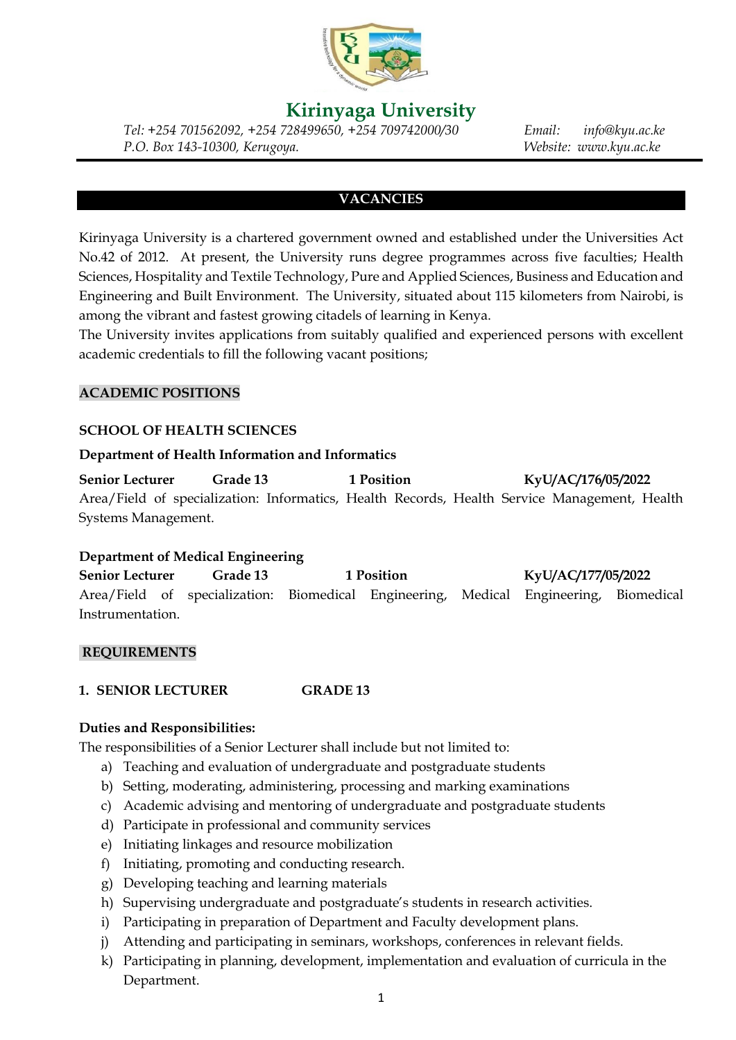# Kirinyaga University

*Tel: +254 701562092, +254 728499650, +254 709742000/30*
*P.O. Box 143-10300, Kerugoya.*

*Email: info@kyu.ac.ke*
*Website: www.kyu.ac.ke*

## VACANCIES

Kirinyaga University is a chartered government owned and established under the Universities Act No.42 of 2012. At present, the University runs degree programmes across five faculties; Health Sciences, Hospitality and Textile Technology, Pure and Applied Sciences, Business and Education and Engineering and Built Environment. The University, situated about 115 kilometers from Nairobi, is among the vibrant and fastest growing citadels of learning in Kenya.

The University invites applications from suitably qualified and experienced persons with excellent academic credentials to fill the following vacant positions;

## ACADEMIC POSITIONS

### SCHOOL OF HEALTH SCIENCES

**Department of Health Information and Informatics**

**Senior Lecturer** **Grade 13** **1 Position** **KyU/AC/176/05/2022**

Area/Field of specialization: Informatics, Health Records, Health Service Management, Health Systems Management.

**Department of Medical Engineering**

**Senior Lecturer** **Grade 13** **1 Position** **KyU/AC/177/05/2022**

Area/Field of specialization: Biomedical Engineering, Medical Engineering, Biomedical Instrumentation.

## REQUIREMENTS

### 1. SENIOR LECTURER GRADE 13

**Duties and Responsibilities:**

The responsibilities of a Senior Lecturer shall include but not limited to:

a) Teaching and evaluation of undergraduate and postgraduate students
b) Setting, moderating, administering, processing and marking examinations
c) Academic advising and mentoring of undergraduate and postgraduate students
d) Participate in professional and community services
e) Initiating linkages and resource mobilization
f) Initiating, promoting and conducting research.
g) Developing teaching and learning materials
h) Supervising undergraduate and postgraduate's students in research activities.
i) Participating in preparation of Department and Faculty development plans.
j) Attending and participating in seminars, workshops, conferences in relevant fields.
k) Participating in planning, development, implementation and evaluation of curricula in the Department.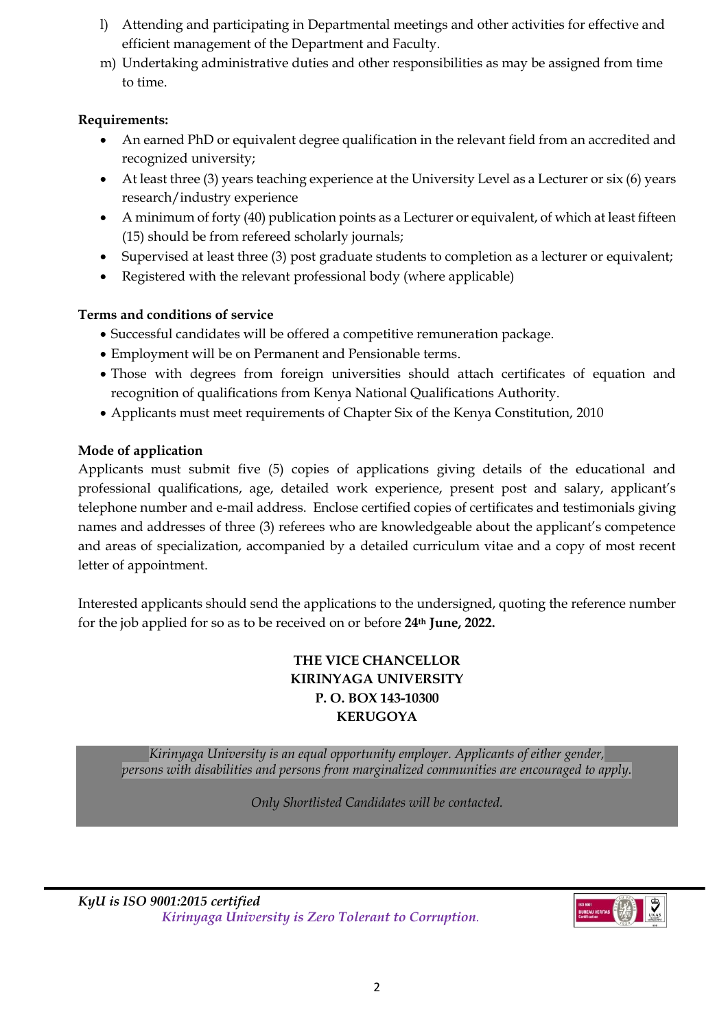l) Attending and participating in Departmental meetings and other activities for effective and efficient management of the Department and Faculty.
m) Undertaking administrative duties and other responsibilities as may be assigned from time to time.

**Requirements:**

- An earned PhD or equivalent degree qualification in the relevant field from an accredited and recognized university;
- At least three (3) years teaching experience at the University Level as a Lecturer or six (6) years research/industry experience
- A minimum of forty (40) publication points as a Lecturer or equivalent, of which at least fifteen (15) should be from refereed scholarly journals;
- Supervised at least three (3) post graduate students to completion as a lecturer or equivalent;
- Registered with the relevant professional body (where applicable)

**Terms and conditions of service**

- Successful candidates will be offered a competitive remuneration package.
- Employment will be on Permanent and Pensionable terms.
- Those with degrees from foreign universities should attach certificates of equation and recognition of qualifications from Kenya National Qualifications Authority.
- Applicants must meet requirements of Chapter Six of the Kenya Constitution, 2010

**Mode of application**

Applicants must submit five (5) copies of applications giving details of the educational and professional qualifications, age, detailed work experience, present post and salary, applicant's telephone number and e-mail address. Enclose certified copies of certificates and testimonials giving names and addresses of three (3) referees who are knowledgeable about the applicant's competence and areas of specialization, accompanied by a detailed curriculum vitae and a copy of most recent letter of appointment.

Interested applicants should send the applications to the undersigned, quoting the reference number for the job applied for so as to be received on or before **24th June, 2022.**

**THE VICE CHANCELLOR**
**KIRINYAGA UNIVERSITY**
**P. O. BOX 143-10300**
**KERUGOYA**

*Kirinyaga University is an equal opportunity employer. Applicants of either gender, persons with disabilities and persons from marginalized communities are encouraged to apply.*

*Only Shortlisted Candidates will be contacted.*

***KyU is ISO 9001:2015 certified***
***Kirinyaga University is Zero Tolerant to Corruption.***